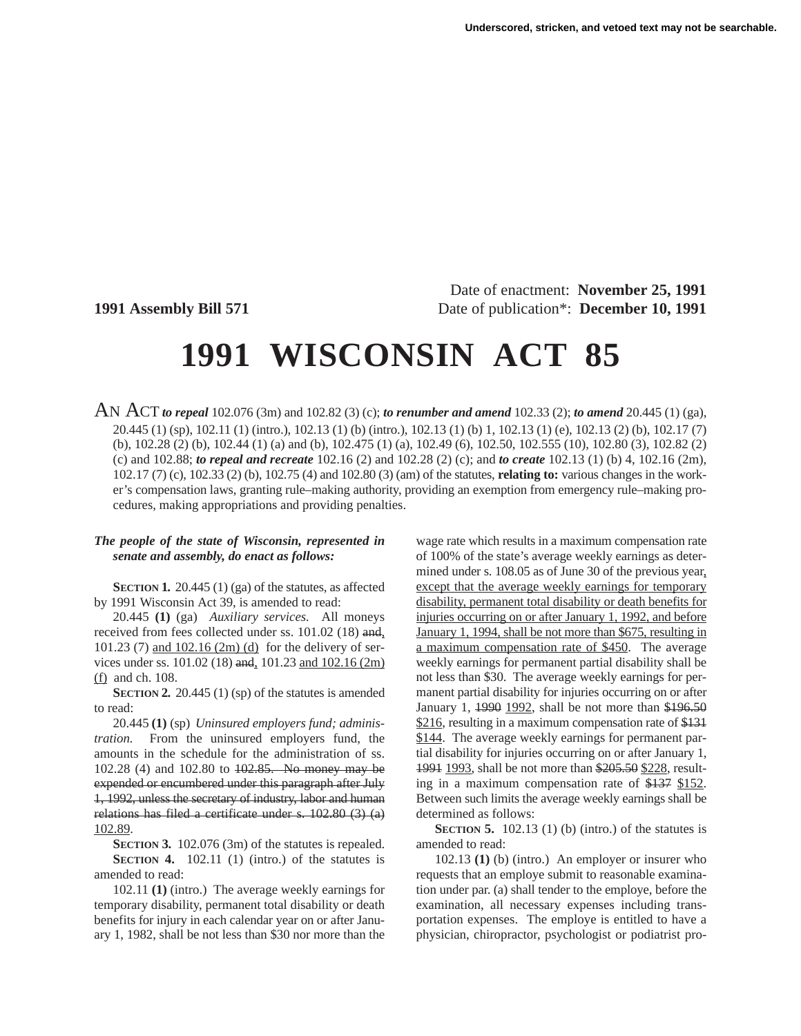Underscored, stricken, and vetoed text may not be searchable.

Date of enactment: **November 25, 1991**

**1991 Assembly Bill 571** Date of publication*: **December 10, 1991**

# 1991 WISCONSIN ACT 85

AN ACT ***to repeal*** 102.076 (3m) and 102.82 (3) (c); ***to renumber and amend*** 102.33 (2); ***to amend*** 20.445 (1) (ga), 20.445 (1) (sp), 102.11 (1) (intro.), 102.13 (1) (b) (intro.), 102.13 (1) (b) 1, 102.13 (1) (e), 102.13 (2) (b), 102.17 (7) (b), 102.28 (2) (b), 102.44 (1) (a) and (b), 102.475 (1) (a), 102.49 (6), 102.50, 102.555 (10), 102.80 (3), 102.82 (2) (c) and 102.88; ***to repeal and recreate*** 102.16 (2) and 102.28 (2) (c); and ***to create*** 102.13 (1) (b) 4, 102.16 (2m), 102.17 (7) (c), 102.33 (2) (b), 102.75 (4) and 102.80 (3) (am) of the statutes, **relating to:** various changes in the worker's compensation laws, granting rule–making authority, providing an exemption from emergency rule–making procedures, making appropriations and providing penalties.

***The people of the state of Wisconsin, represented in senate and assembly, do enact as follows:***

**SECTION 1.** 20.445 (1) (ga) of the statutes, as affected by 1991 Wisconsin Act 39, is amended to read:

20.445 **(1)** (ga) *Auxiliary services.* All moneys received from fees collected under ss. 101.02 (18) ~~and~~, 101.23 (7) and 102.16 (2m) (d) for the delivery of services under ss. 101.02 (18) ~~and~~, 101.23 and 102.16 (2m) (f) and ch. 108.

**SECTION 2.** 20.445 (1) (sp) of the statutes is amended to read:

20.445 **(1)** (sp) *Uninsured employers fund; administration.* From the uninsured employers fund, the amounts in the schedule for the administration of ss. 102.28 (4) and 102.80 to ~~102.85. No money may be expended or encumbered under this paragraph after July 1, 1992, unless the secretary of industry, labor and human relations has filed a certificate under s. 102.80 (3) (a)~~ 102.89.

**SECTION 3.** 102.076 (3m) of the statutes is repealed.

**SECTION 4.** 102.11 (1) (intro.) of the statutes is amended to read:

102.11 **(1)** (intro.) The average weekly earnings for temporary disability, permanent total disability or death benefits for injury in each calendar year on or after January 1, 1982, shall be not less than $30 nor more than the wage rate which results in a maximum compensation rate of 100% of the state's average weekly earnings as determined under s. 108.05 as of June 30 of the previous year, except that the average weekly earnings for temporary disability, permanent total disability or death benefits for injuries occurring on or after January 1, 1992, and before January 1, 1994, shall be not more than $675, resulting in a maximum compensation rate of $450. The average weekly earnings for permanent partial disability shall be not less than $30. The average weekly earnings for permanent partial disability for injuries occurring on or after January 1, ~~1990~~ 1992, shall be not more than ~~$196.50~~ $216, resulting in a maximum compensation rate of ~~$131~~ $144. The average weekly earnings for permanent partial disability for injuries occurring on or after January 1, ~~1991~~ 1993, shall be not more than ~~$205.50~~ $228, resulting in a maximum compensation rate of ~~$137~~ $152. Between such limits the average weekly earnings shall be determined as follows:

**SECTION 5.** 102.13 (1) (b) (intro.) of the statutes is amended to read:

102.13 **(1)** (b) (intro.) An employer or insurer who requests that an employe submit to reasonable examination under par. (a) shall tender to the employe, before the examination, all necessary expenses including transportation expenses. The employe is entitled to have a physician, chiropractor, psychologist or podiatrist pro-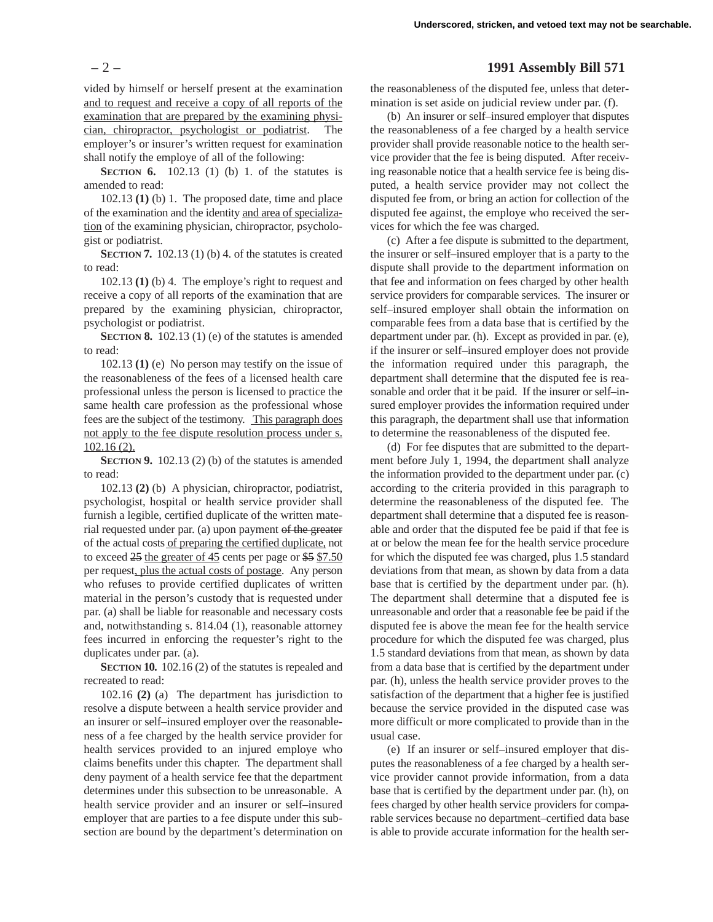vided by himself or herself present at the examination and to request and receive a copy of all reports of the examination that are prepared by the examining physician, chiropractor, psychologist or podiatrist. The employer's or insurer's written request for examination shall notify the employe of all of the following:

**SECTION 6.** 102.13 (1) (b) 1. of the statutes is amended to read:

102.13 **(1)** (b) 1. The proposed date, time and place of the examination and the identity and area of specialization of the examining physician, chiropractor, psychologist or podiatrist.

**SECTION 7.** 102.13 (1) (b) 4. of the statutes is created to read:

102.13 **(1)** (b) 4. The employe's right to request and receive a copy of all reports of the examination that are prepared by the examining physician, chiropractor, psychologist or podiatrist.

**SECTION 8.** 102.13 (1) (e) of the statutes is amended to read:

102.13 **(1)** (e) No person may testify on the issue of the reasonableness of the fees of a licensed health care professional unless the person is licensed to practice the same health care profession as the professional whose fees are the subject of the testimony. This paragraph does not apply to the fee dispute resolution process under s. 102.16 (2).

**SECTION 9.** 102.13 (2) (b) of the statutes is amended to read:

102.13 **(2)** (b) A physician, chiropractor, podiatrist, psychologist, hospital or health service provider shall furnish a legible, certified duplicate of the written material requested under par. (a) upon payment ~~of the greater~~ of the actual costs of preparing the certified duplicate, not to exceed ~~25~~ the greater of 45 cents per page or ~~$5~~ $7.50 per request, plus the actual costs of postage. Any person who refuses to provide certified duplicates of written material in the person's custody that is requested under par. (a) shall be liable for reasonable and necessary costs and, notwithstanding s. 814.04 (1), reasonable attorney fees incurred in enforcing the requester's right to the duplicates under par. (a).

**SECTION 10.** 102.16 (2) of the statutes is repealed and recreated to read:

102.16 **(2)** (a) The department has jurisdiction to resolve a dispute between a health service provider and an insurer or self–insured employer over the reasonableness of a fee charged by the health service provider for health services provided to an injured employe who claims benefits under this chapter. The department shall deny payment of a health service fee that the department determines under this subsection to be unreasonable. A health service provider and an insurer or self–insured employer that are parties to a fee dispute under this subsection are bound by the department's determination on the reasonableness of the disputed fee, unless that determination is set aside on judicial review under par. (f).

(b) An insurer or self–insured employer that disputes the reasonableness of a fee charged by a health service provider shall provide reasonable notice to the health service provider that the fee is being disputed. After receiving reasonable notice that a health service fee is being disputed, a health service provider may not collect the disputed fee from, or bring an action for collection of the disputed fee against, the employe who received the services for which the fee was charged.

(c) After a fee dispute is submitted to the department, the insurer or self–insured employer that is a party to the dispute shall provide to the department information on that fee and information on fees charged by other health service providers for comparable services. The insurer or self–insured employer shall obtain the information on comparable fees from a data base that is certified by the department under par. (h). Except as provided in par. (e), if the insurer or self–insured employer does not provide the information required under this paragraph, the department shall determine that the disputed fee is reasonable and order that it be paid. If the insurer or self–insured employer provides the information required under this paragraph, the department shall use that information to determine the reasonableness of the disputed fee.

(d) For fee disputes that are submitted to the department before July 1, 1994, the department shall analyze the information provided to the department under par. (c) according to the criteria provided in this paragraph to determine the reasonableness of the disputed fee. The department shall determine that a disputed fee is reasonable and order that the disputed fee be paid if that fee is at or below the mean fee for the health service procedure for which the disputed fee was charged, plus 1.5 standard deviations from that mean, as shown by data from a data base that is certified by the department under par. (h). The department shall determine that a disputed fee is unreasonable and order that a reasonable fee be paid if the disputed fee is above the mean fee for the health service procedure for which the disputed fee was charged, plus 1.5 standard deviations from that mean, as shown by data from a data base that is certified by the department under par. (h), unless the health service provider proves to the satisfaction of the department that a higher fee is justified because the service provided in the disputed case was more difficult or more complicated to provide than in the usual case.

(e) If an insurer or self–insured employer that disputes the reasonableness of a fee charged by a health service provider cannot provide information, from a data base that is certified by the department under par. (h), on fees charged by other health service providers for comparable services because no department–certified data base is able to provide accurate information for the health ser-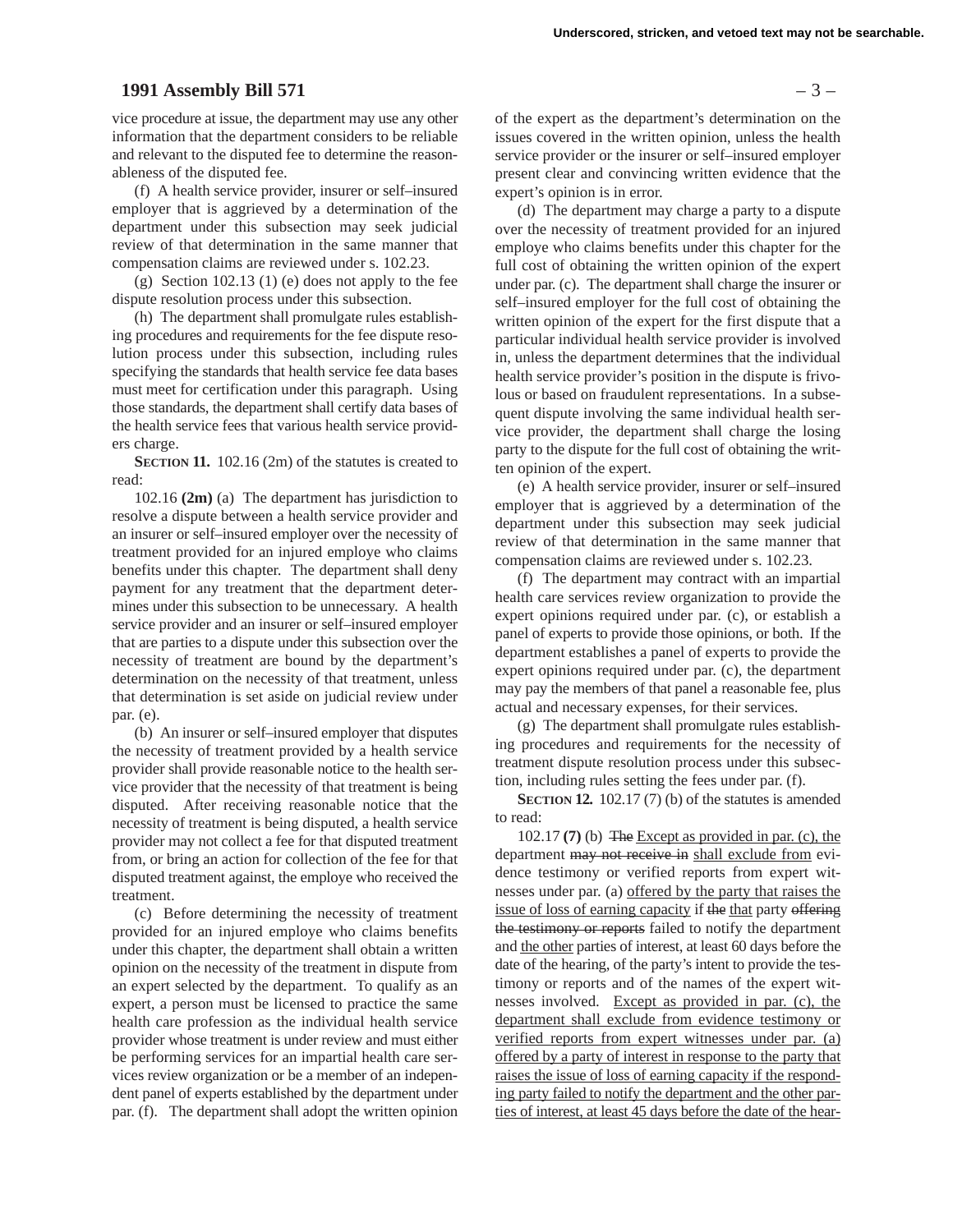vice procedure at issue, the department may use any other information that the department considers to be reliable and relevant to the disputed fee to determine the reasonableness of the disputed fee.

(f) A health service provider, insurer or self–insured employer that is aggrieved by a determination of the department under this subsection may seek judicial review of that determination in the same manner that compensation claims are reviewed under s. 102.23.

(g) Section 102.13 (1) (e) does not apply to the fee dispute resolution process under this subsection.

(h) The department shall promulgate rules establishing procedures and requirements for the fee dispute resolution process under this subsection, including rules specifying the standards that health service fee data bases must meet for certification under this paragraph. Using those standards, the department shall certify data bases of the health service fees that various health service providers charge.

**SECTION 11.** 102.16 (2m) of the statutes is created to read:

102.16 **(2m)** (a) The department has jurisdiction to resolve a dispute between a health service provider and an insurer or self–insured employer over the necessity of treatment provided for an injured employe who claims benefits under this chapter. The department shall deny payment for any treatment that the department determines under this subsection to be unnecessary. A health service provider and an insurer or self–insured employer that are parties to a dispute under this subsection over the necessity of treatment are bound by the department's determination on the necessity of that treatment, unless that determination is set aside on judicial review under par. (e).

(b) An insurer or self–insured employer that disputes the necessity of treatment provided by a health service provider shall provide reasonable notice to the health service provider that the necessity of that treatment is being disputed. After receiving reasonable notice that the necessity of treatment is being disputed, a health service provider may not collect a fee for that disputed treatment from, or bring an action for collection of the fee for that disputed treatment against, the employe who received the treatment.

(c) Before determining the necessity of treatment provided for an injured employe who claims benefits under this chapter, the department shall obtain a written opinion on the necessity of the treatment in dispute from an expert selected by the department. To qualify as an expert, a person must be licensed to practice the same health care profession as the individual health service provider whose treatment is under review and must either be performing services for an impartial health care services review organization or be a member of an independent panel of experts established by the department under par. (f). The department shall adopt the written opinion of the expert as the department's determination on the issues covered in the written opinion, unless the health service provider or the insurer or self–insured employer present clear and convincing written evidence that the expert's opinion is in error.

(d) The department may charge a party to a dispute over the necessity of treatment provided for an injured employe who claims benefits under this chapter for the full cost of obtaining the written opinion of the expert under par. (c). The department shall charge the insurer or self–insured employer for the full cost of obtaining the written opinion of the expert for the first dispute that a particular individual health service provider is involved in, unless the department determines that the individual health service provider's position in the dispute is frivolous or based on fraudulent representations. In a subsequent dispute involving the same individual health service provider, the department shall charge the losing party to the dispute for the full cost of obtaining the written opinion of the expert.

(e) A health service provider, insurer or self–insured employer that is aggrieved by a determination of the department under this subsection may seek judicial review of that determination in the same manner that compensation claims are reviewed under s. 102.23.

(f) The department may contract with an impartial health care services review organization to provide the expert opinions required under par. (c), or establish a panel of experts to provide those opinions, or both. If the department establishes a panel of experts to provide the expert opinions required under par. (c), the department may pay the members of that panel a reasonable fee, plus actual and necessary expenses, for their services.

(g) The department shall promulgate rules establishing procedures and requirements for the necessity of treatment dispute resolution process under this subsection, including rules setting the fees under par. (f).

**SECTION 12.** 102.17 (7) (b) of the statutes is amended to read:

102.17 **(7)** (b) ~~The~~ <u>Except as provided in par. (c), the</u> department ~~may not receive in~~ <u>shall exclude from</u> evidence testimony or verified reports from expert witnesses under par. (a) <u>offered by the party that raises the issue of loss of earning capacity</u> if ~~the~~ <u>that</u> party ~~offering the testimony or reports~~ failed to notify the department and <u>the other</u> parties of interest, at least 60 days before the date of the hearing, of the party's intent to provide the testimony or reports and of the names of the expert witnesses involved. <u>Except as provided in par. (c), the department shall exclude from evidence testimony or verified reports from expert witnesses under par. (a) offered by a party of interest in response to the party that raises the issue of loss of earning capacity if the responding party failed to notify the department and the other parties of interest, at least 45 days before the date of the hear-</u>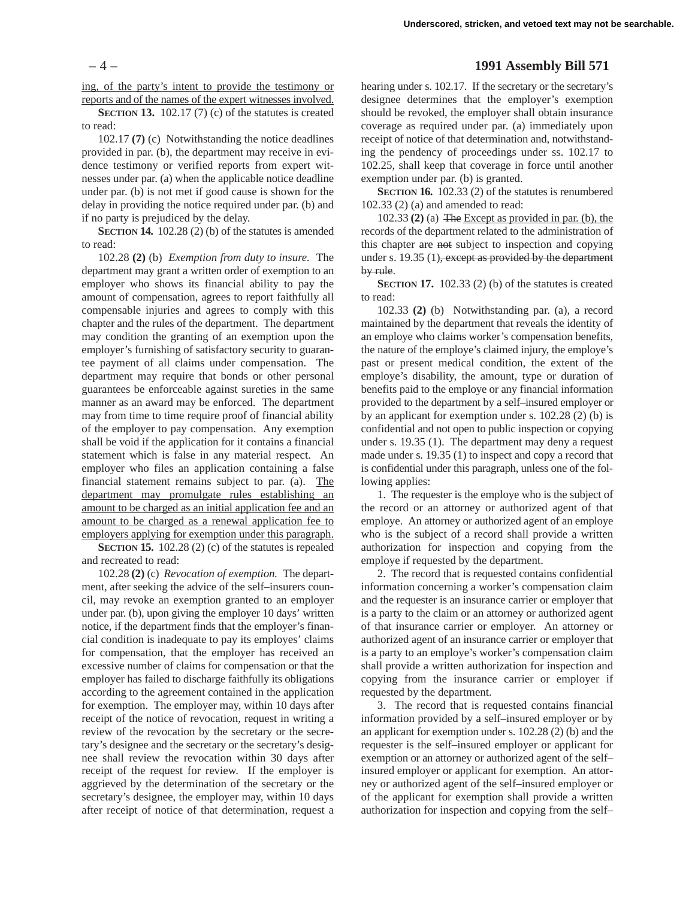ing, of the party's intent to provide the testimony or reports and of the names of the expert witnesses involved.

**SECTION 13.** 102.17 (7) (c) of the statutes is created to read:

102.17 **(7)** (c) Notwithstanding the notice deadlines provided in par. (b), the department may receive in evidence testimony or verified reports from expert witnesses under par. (a) when the applicable notice deadline under par. (b) is not met if good cause is shown for the delay in providing the notice required under par. (b) and if no party is prejudiced by the delay.

**SECTION 14.** 102.28 (2) (b) of the statutes is amended to read:

102.28 **(2)** (b) *Exemption from duty to insure.* The department may grant a written order of exemption to an employer who shows its financial ability to pay the amount of compensation, agrees to report faithfully all compensable injuries and agrees to comply with this chapter and the rules of the department. The department may condition the granting of an exemption upon the employer's furnishing of satisfactory security to guarantee payment of all claims under compensation. The department may require that bonds or other personal guarantees be enforceable against sureties in the same manner as an award may be enforced. The department may from time to time require proof of financial ability of the employer to pay compensation. Any exemption shall be void if the application for it contains a financial statement which is false in any material respect. An employer who files an application containing a false financial statement remains subject to par. (a). The department may promulgate rules establishing an amount to be charged as an initial application fee and an amount to be charged as a renewal application fee to employers applying for exemption under this paragraph.

**SECTION 15.** 102.28 (2) (c) of the statutes is repealed and recreated to read:

102.28 **(2)** (c) *Revocation of exemption.* The department, after seeking the advice of the self–insurers council, may revoke an exemption granted to an employer under par. (b), upon giving the employer 10 days' written notice, if the department finds that the employer's financial condition is inadequate to pay its employes' claims for compensation, that the employer has received an excessive number of claims for compensation or that the employer has failed to discharge faithfully its obligations according to the agreement contained in the application for exemption. The employer may, within 10 days after receipt of the notice of revocation, request in writing a review of the revocation by the secretary or the secretary's designee and the secretary or the secretary's designee shall review the revocation within 30 days after receipt of the request for review. If the employer is aggrieved by the determination of the secretary or the secretary's designee, the employer may, within 10 days after receipt of notice of that determination, request a hearing under s. 102.17. If the secretary or the secretary's designee determines that the employer's exemption should be revoked, the employer shall obtain insurance coverage as required under par. (a) immediately upon receipt of notice of that determination and, notwithstanding the pendency of proceedings under ss. 102.17 to 102.25, shall keep that coverage in force until another exemption under par. (b) is granted.

**SECTION 16.** 102.33 (2) of the statutes is renumbered 102.33 (2) (a) and amended to read:

102.33 **(2)** (a) ~~The~~ Except as provided in par. (b), the records of the department related to the administration of this chapter are ~~not~~ subject to inspection and copying under s. 19.35 (1)~~, except as provided by the department by rule~~.

**SECTION 17.** 102.33 (2) (b) of the statutes is created to read:

102.33 **(2)** (b) Notwithstanding par. (a), a record maintained by the department that reveals the identity of an employe who claims worker's compensation benefits, the nature of the employe's claimed injury, the employe's past or present medical condition, the extent of the employe's disability, the amount, type or duration of benefits paid to the employe or any financial information provided to the department by a self–insured employer or by an applicant for exemption under s. 102.28 (2) (b) is confidential and not open to public inspection or copying under s. 19.35 (1). The department may deny a request made under s. 19.35 (1) to inspect and copy a record that is confidential under this paragraph, unless one of the following applies:

1. The requester is the employe who is the subject of the record or an attorney or authorized agent of that employe. An attorney or authorized agent of an employe who is the subject of a record shall provide a written authorization for inspection and copying from the employe if requested by the department.

2. The record that is requested contains confidential information concerning a worker's compensation claim and the requester is an insurance carrier or employer that is a party to the claim or an attorney or authorized agent of that insurance carrier or employer. An attorney or authorized agent of an insurance carrier or employer that is a party to an employe's worker's compensation claim shall provide a written authorization for inspection and copying from the insurance carrier or employer if requested by the department.

3. The record that is requested contains financial information provided by a self–insured employer or by an applicant for exemption under s. 102.28 (2) (b) and the requester is the self–insured employer or applicant for exemption or an attorney or authorized agent of the self–insured employer or applicant for exemption. An attorney or authorized agent of the self–insured employer or of the applicant for exemption shall provide a written authorization for inspection and copying from the self–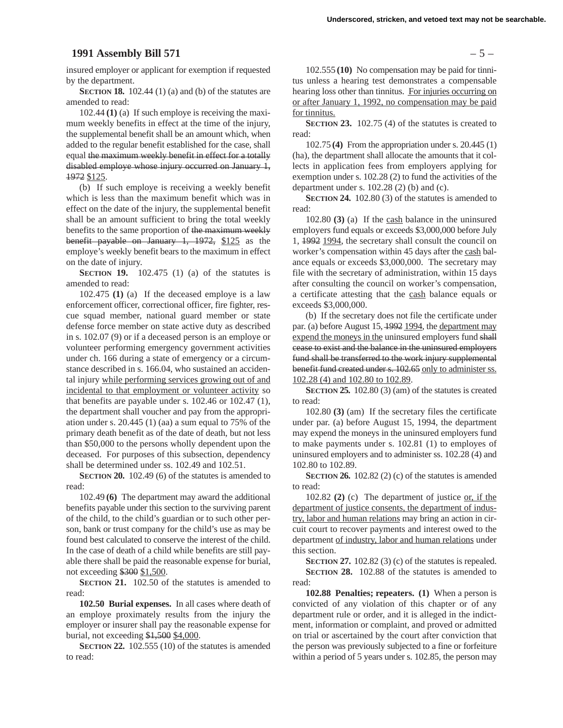insured employer or applicant for exemption if requested by the department.

**SECTION 18.** 102.44 (1) (a) and (b) of the statutes are amended to read:

102.44 **(1)** (a) If such employe is receiving the maximum weekly benefits in effect at the time of the injury, the supplemental benefit shall be an amount which, when added to the regular benefit established for the case, shall equal ~~the maximum weekly benefit in effect for a totally disabled employe whose injury occurred on January 1, 1972~~ <u>$125</u>.

(b) If such employe is receiving a weekly benefit which is less than the maximum benefit which was in effect on the date of the injury, the supplemental benefit shall be an amount sufficient to bring the total weekly benefits to the same proportion of ~~the maximum weekly benefit payable on January 1, 1972,~~ <u>$125</u> as the employe's weekly benefit bears to the maximum in effect on the date of injury.

**SECTION 19.** 102.475 (1) (a) of the statutes is amended to read:

102.475 **(1)** (a) If the deceased employe is a law enforcement officer, correctional officer, fire fighter, rescue squad member, national guard member or state defense force member on state active duty as described in s. 102.07 (9) or if a deceased person is an employe or volunteer performing emergency government activities under ch. 166 during a state of emergency or a circumstance described in s. 166.04, who sustained an accidental injury <u>while performing services growing out of and incidental to that employment or volunteer activity</u> so that benefits are payable under s. 102.46 or 102.47 (1), the department shall voucher and pay from the appropriation under s. 20.445 (1) (aa) a sum equal to 75% of the primary death benefit as of the date of death, but not less than $50,000 to the persons wholly dependent upon the deceased. For purposes of this subsection, dependency shall be determined under ss. 102.49 and 102.51.

**SECTION 20.** 102.49 (6) of the statutes is amended to read:

102.49 **(6)** The department may award the additional benefits payable under this section to the surviving parent of the child, to the child's guardian or to such other person, bank or trust company for the child's use as may be found best calculated to conserve the interest of the child. In the case of death of a child while benefits are still payable there shall be paid the reasonable expense for burial, not exceeding ~~$300~~ <u>$1,500</u>.

**SECTION 21.** 102.50 of the statutes is amended to read:

**102.50 Burial expenses.** In all cases where death of an employe proximately results from the injury the employer or insurer shall pay the reasonable expense for burial, not exceeding ~~$1,500~~ <u>$4,000</u>.

**SECTION 22.** 102.555 (10) of the statutes is amended to read:

102.555 **(10)** No compensation may be paid for tinnitus unless a hearing test demonstrates a compensable hearing loss other than tinnitus. <u>For injuries occurring on or after January 1, 1992, no compensation may be paid for tinnitus.</u>

**SECTION 23.** 102.75 (4) of the statutes is created to read:

102.75 **(4)** From the appropriation under s. 20.445 (1) (ha), the department shall allocate the amounts that it collects in application fees from employers applying for exemption under s. 102.28 (2) to fund the activities of the department under s. 102.28 (2) (b) and (c).

**SECTION 24.** 102.80 (3) of the statutes is amended to read:

102.80 **(3)** (a) If the <u>cash</u> balance in the uninsured employers fund equals or exceeds $3,000,000 before July 1, ~~1992~~ <u>1994</u>, the secretary shall consult the council on worker's compensation within 45 days after the <u>cash</u> balance equals or exceeds $3,000,000. The secretary may file with the secretary of administration, within 15 days after consulting the council on worker's compensation, a certificate attesting that the <u>cash</u> balance equals or exceeds $3,000,000.

(b) If the secretary does not file the certificate under par. (a) before August 15, ~~1992~~ <u>1994</u>, the <u>department may expend the moneys in the</u> uninsured employers fund ~~shall cease to exist and the balance in the uninsured employers fund shall be transferred to the work injury supplemental benefit fund created under s. 102.65~~ <u>only to administer ss. 102.28 (4) and 102.80 to 102.89</u>.

**SECTION 25.** 102.80 (3) (am) of the statutes is created to read:

102.80 **(3)** (am) If the secretary files the certificate under par. (a) before August 15, 1994, the department may expend the moneys in the uninsured employers fund to make payments under s. 102.81 (1) to employes of uninsured employers and to administer ss. 102.28 (4) and 102.80 to 102.89.

**SECTION 26.** 102.82 (2) (c) of the statutes is amended to read:

102.82 **(2)** (c) The department of justice <u>or, if the department of justice consents, the department of industry, labor and human relations</u> may bring an action in circuit court to recover payments and interest owed to the department <u>of industry, labor and human relations</u> under this section.

**SECTION 27.** 102.82 (3) (c) of the statutes is repealed.

**SECTION 28.** 102.88 of the statutes is amended to read:

**102.88 Penalties; repeaters. (1)** When a person is convicted of any violation of this chapter or of any department rule or order, and it is alleged in the indictment, information or complaint, and proved or admitted on trial or ascertained by the court after conviction that the person was previously subjected to a fine or forfeiture within a period of 5 years under s. 102.85, the person may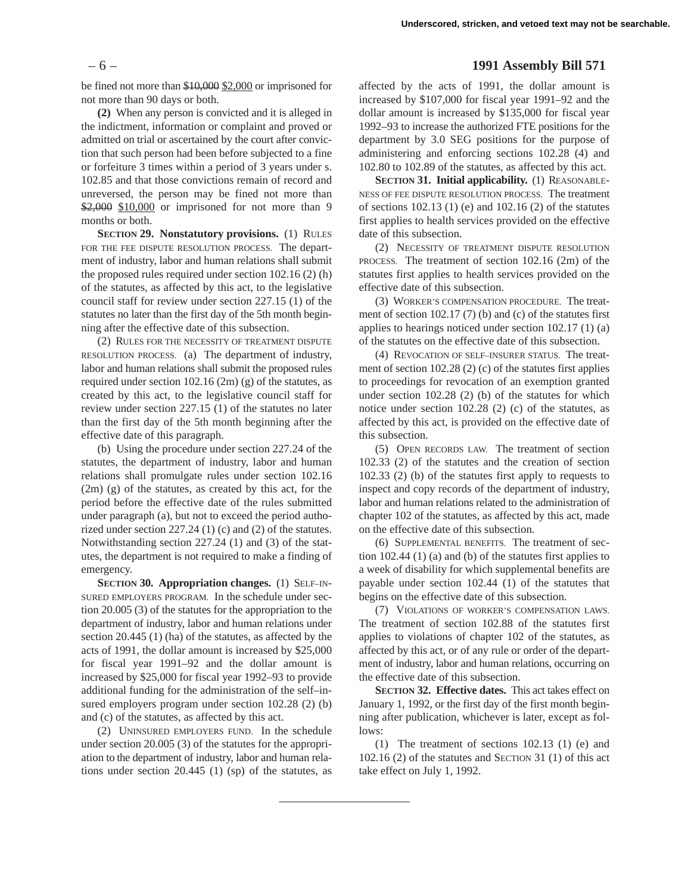be fined not more than ~~$10,000~~ $2,000 or imprisoned for not more than 90 days or both.

**(2)** When any person is convicted and it is alleged in the indictment, information or complaint and proved or admitted on trial or ascertained by the court after conviction that such person had been before subjected to a fine or forfeiture 3 times within a period of 3 years under s. 102.85 and that those convictions remain of record and unreversed, the person may be fined not more than ~~$2,000~~ $10,000 or imprisoned for not more than 9 months or both.

**SECTION 29. Nonstatutory provisions.** (1) RULES FOR THE FEE DISPUTE RESOLUTION PROCESS. The department of industry, labor and human relations shall submit the proposed rules required under section 102.16 (2) (h) of the statutes, as affected by this act, to the legislative council staff for review under section 227.15 (1) of the statutes no later than the first day of the 5th month beginning after the effective date of this subsection.

(2) RULES FOR THE NECESSITY OF TREATMENT DISPUTE RESOLUTION PROCESS. (a) The department of industry, labor and human relations shall submit the proposed rules required under section 102.16 (2m) (g) of the statutes, as created by this act, to the legislative council staff for review under section 227.15 (1) of the statutes no later than the first day of the 5th month beginning after the effective date of this paragraph.

(b) Using the procedure under section 227.24 of the statutes, the department of industry, labor and human relations shall promulgate rules under section 102.16 (2m) (g) of the statutes, as created by this act, for the period before the effective date of the rules submitted under paragraph (a), but not to exceed the period authorized under section 227.24 (1) (c) and (2) of the statutes. Notwithstanding section 227.24 (1) and (3) of the statutes, the department is not required to make a finding of emergency.

**SECTION 30. Appropriation changes.** (1) SELF–INSURED EMPLOYERS PROGRAM. In the schedule under section 20.005 (3) of the statutes for the appropriation to the department of industry, labor and human relations under section 20.445 (1) (ha) of the statutes, as affected by the acts of 1991, the dollar amount is increased by $25,000 for fiscal year 1991–92 and the dollar amount is increased by $25,000 for fiscal year 1992–93 to provide additional funding for the administration of the self–insured employers program under section 102.28 (2) (b) and (c) of the statutes, as affected by this act.

(2) UNINSURED EMPLOYERS FUND. In the schedule under section 20.005 (3) of the statutes for the appropriation to the department of industry, labor and human relations under section 20.445 (1) (sp) of the statutes, as affected by the acts of 1991, the dollar amount is increased by $107,000 for fiscal year 1991–92 and the dollar amount is increased by $135,000 for fiscal year 1992–93 to increase the authorized FTE positions for the department by 3.0 SEG positions for the purpose of administering and enforcing sections 102.28 (4) and 102.80 to 102.89 of the statutes, as affected by this act.

**SECTION 31. Initial applicability.** (1) REASONABLENESS OF FEE DISPUTE RESOLUTION PROCESS. The treatment of sections 102.13 (1) (e) and 102.16 (2) of the statutes first applies to health services provided on the effective date of this subsection.

(2) NECESSITY OF TREATMENT DISPUTE RESOLUTION PROCESS. The treatment of section 102.16 (2m) of the statutes first applies to health services provided on the effective date of this subsection.

(3) WORKER'S COMPENSATION PROCEDURE. The treatment of section 102.17 (7) (b) and (c) of the statutes first applies to hearings noticed under section 102.17 (1) (a) of the statutes on the effective date of this subsection.

(4) REVOCATION OF SELF–INSURER STATUS. The treatment of section 102.28 (2) (c) of the statutes first applies to proceedings for revocation of an exemption granted under section 102.28 (2) (b) of the statutes for which notice under section 102.28 (2) (c) of the statutes, as affected by this act, is provided on the effective date of this subsection.

(5) OPEN RECORDS LAW. The treatment of section 102.33 (2) of the statutes and the creation of section 102.33 (2) (b) of the statutes first apply to requests to inspect and copy records of the department of industry, labor and human relations related to the administration of chapter 102 of the statutes, as affected by this act, made on the effective date of this subsection.

(6) SUPPLEMENTAL BENEFITS. The treatment of section 102.44 (1) (a) and (b) of the statutes first applies to a week of disability for which supplemental benefits are payable under section 102.44 (1) of the statutes that begins on the effective date of this subsection.

(7) VIOLATIONS OF WORKER'S COMPENSATION LAWS. The treatment of section 102.88 of the statutes first applies to violations of chapter 102 of the statutes, as affected by this act, or of any rule or order of the department of industry, labor and human relations, occurring on the effective date of this subsection.

**SECTION 32. Effective dates.** This act takes effect on January 1, 1992, or the first day of the first month beginning after publication, whichever is later, except as follows:

(1) The treatment of sections 102.13 (1) (e) and 102.16 (2) of the statutes and SECTION 31 (1) of this act take effect on July 1, 1992.